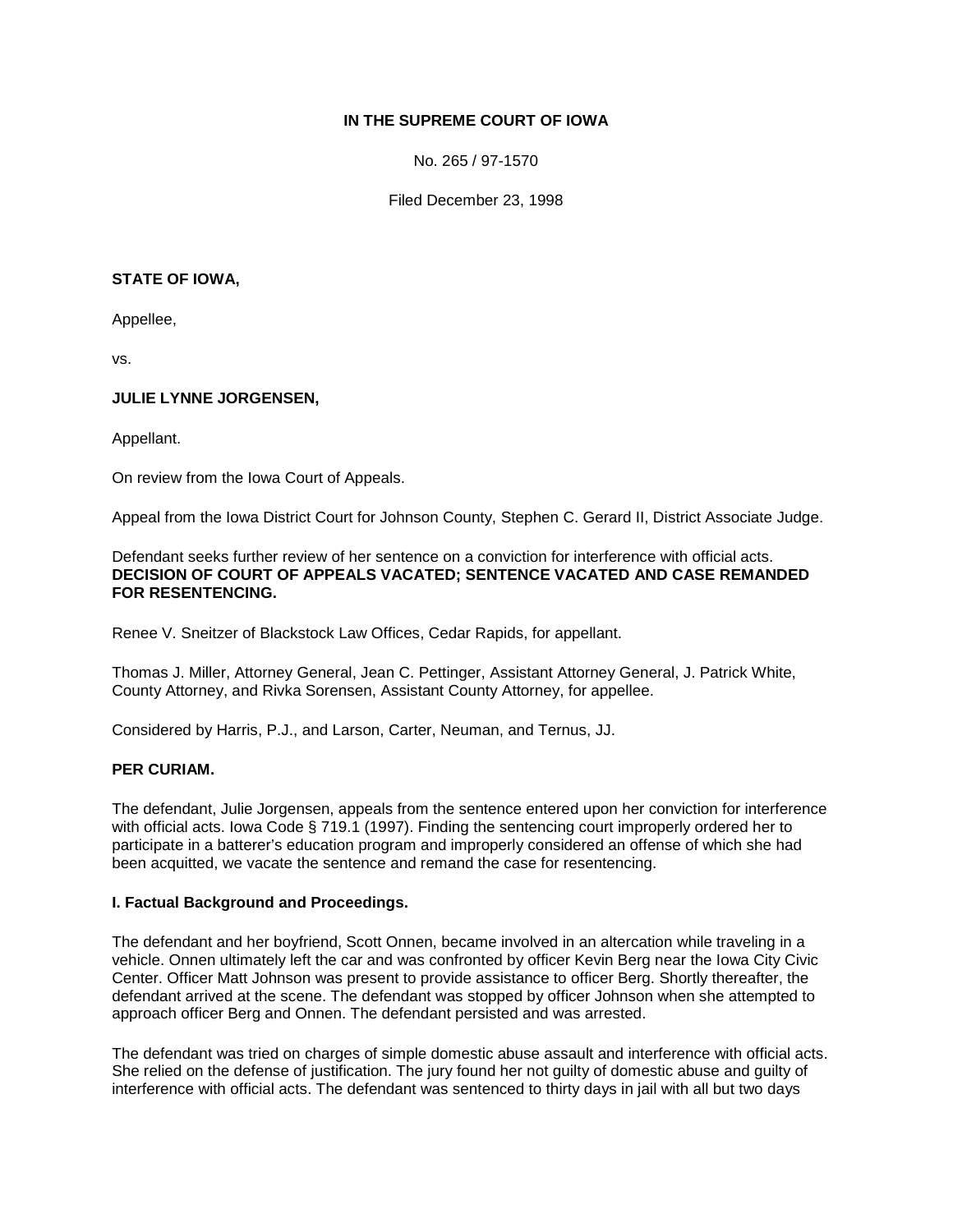**IN THE SUPREME COURT OF IOWA**

No. 265 / 97-1570

Filed December 23, 1998

**STATE OF IOWA,**

Appellee,

vs.

**JULIE LYNNE JORGENSEN,**

Appellant.

On review from the Iowa Court of Appeals.

Appeal from the Iowa District Court for Johnson County, Stephen C. Gerard II, District Associate Judge.

Defendant seeks further review of her sentence on a conviction for interference with official acts. **DECISION OF COURT OF APPEALS VACATED; SENTENCE VACATED AND CASE REMANDED FOR RESENTENCING.**

Renee V. Sneitzer of Blackstock Law Offices, Cedar Rapids, for appellant.

Thomas J. Miller, Attorney General, Jean C. Pettinger, Assistant Attorney General, J. Patrick White, County Attorney, and Rivka Sorensen, Assistant County Attorney, for appellee.

Considered by Harris, P.J., and Larson, Carter, Neuman, and Ternus, JJ.

**PER CURIAM.**

The defendant, Julie Jorgensen, appeals from the sentence entered upon her conviction for interference with official acts. Iowa Code § 719.1 (1997). Finding the sentencing court improperly ordered her to participate in a batterer's education program and improperly considered an offense of which she had been acquitted, we vacate the sentence and remand the case for resentencing.

**I. Factual Background and Proceedings.**

The defendant and her boyfriend, Scott Onnen, became involved in an altercation while traveling in a vehicle. Onnen ultimately left the car and was confronted by officer Kevin Berg near the Iowa City Civic Center. Officer Matt Johnson was present to provide assistance to officer Berg. Shortly thereafter, the defendant arrived at the scene. The defendant was stopped by officer Johnson when she attempted to approach officer Berg and Onnen. The defendant persisted and was arrested.

The defendant was tried on charges of simple domestic abuse assault and interference with official acts. She relied on the defense of justification. The jury found her not guilty of domestic abuse and guilty of interference with official acts. The defendant was sentenced to thirty days in jail with all but two days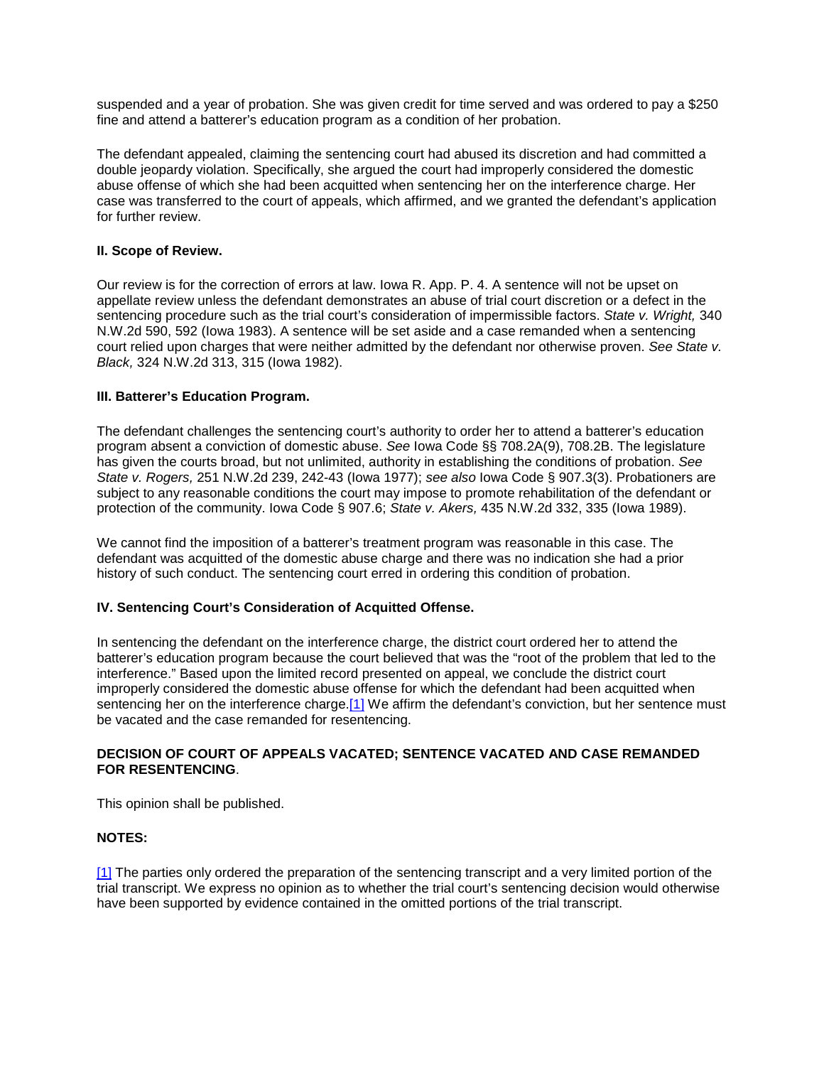suspended and a year of probation. She was given credit for time served and was ordered to pay a $250 fine and attend a batterer's education program as a condition of her probation.

The defendant appealed, claiming the sentencing court had abused its discretion and had committed a double jeopardy violation. Specifically, she argued the court had improperly considered the domestic abuse offense of which she had been acquitted when sentencing her on the interference charge. Her case was transferred to the court of appeals, which affirmed, and we granted the defendant's application for further review.

**II. Scope of Review.**

Our review is for the correction of errors at law. Iowa R. App. P. 4. A sentence will not be upset on appellate review unless the defendant demonstrates an abuse of trial court discretion or a defect in the sentencing procedure such as the trial court's consideration of impermissible factors. *State v. Wright,* 340 N.W.2d 590, 592 (Iowa 1983). A sentence will be set aside and a case remanded when a sentencing court relied upon charges that were neither admitted by the defendant nor otherwise proven. *See State v. Black,* 324 N.W.2d 313, 315 (Iowa 1982).

**III. Batterer's Education Program.**

The defendant challenges the sentencing court's authority to order her to attend a batterer's education program absent a conviction of domestic abuse. *See* Iowa Code §§ 708.2A(9), 708.2B. The legislature has given the courts broad, but not unlimited, authority in establishing the conditions of probation. *See State v. Rogers,* 251 N.W.2d 239, 242-43 (Iowa 1977); *see also* Iowa Code § 907.3(3). Probationers are subject to any reasonable conditions the court may impose to promote rehabilitation of the defendant or protection of the community. Iowa Code § 907.6; *State v. Akers,* 435 N.W.2d 332, 335 (Iowa 1989).

We cannot find the imposition of a batterer's treatment program was reasonable in this case. The defendant was acquitted of the domestic abuse charge and there was no indication she had a prior history of such conduct. The sentencing court erred in ordering this condition of probation.

**IV. Sentencing Court's Consideration of Acquitted Offense.**

In sentencing the defendant on the interference charge, the district court ordered her to attend the batterer's education program because the court believed that was the "root of the problem that led to the interference." Based upon the limited record presented on appeal, we conclude the district court improperly considered the domestic abuse offense for which the defendant had been acquitted when sentencing her on the interference charge.[1] We affirm the defendant's conviction, but her sentence must be vacated and the case remanded for resentencing.

**DECISION OF COURT OF APPEALS VACATED; SENTENCE VACATED AND CASE REMANDED FOR RESENTENCING**.

This opinion shall be published.

**NOTES:**

[1] The parties only ordered the preparation of the sentencing transcript and a very limited portion of the trial transcript. We express no opinion as to whether the trial court's sentencing decision would otherwise have been supported by evidence contained in the omitted portions of the trial transcript.